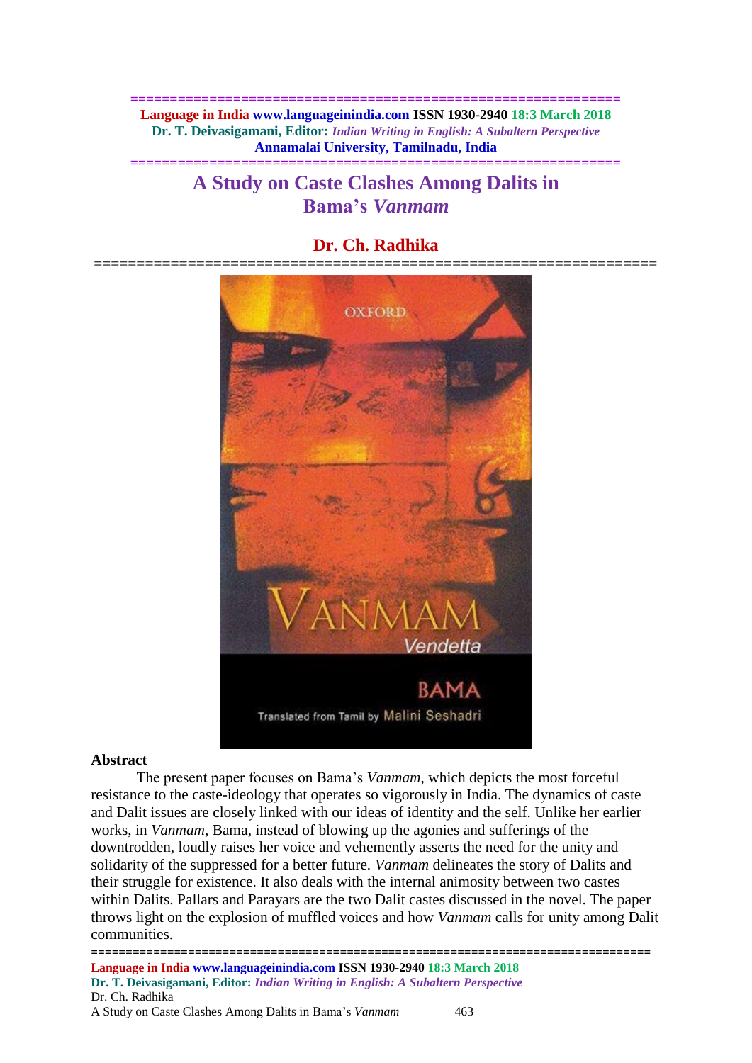# A Study on Caste Clashes Among Dalits in Bama's *Vanmam*

## Dr. Ch. Radhika

### Abstract

The present paper focuses on Bama's *Vanmam*, which depicts the most forceful resistance to the caste-ideology that operates so vigorously in India. The dynamics of caste and Dalit issues are closely linked with our ideas of identity and the self. Unlike her earlier works, in *Vanmam*, Bama, instead of blowing up the agonies and sufferings of the downtrodden, loudly raises her voice and vehemently asserts the need for the unity and solidarity of the suppressed for a better future. *Vanmam* delineates the story of Dalits and their struggle for existence. It also deals with the internal animosity between two castes within Dalits. Pallars and Parayars are the two Dalit castes discussed in the novel. The paper throws light on the explosion of muffled voices and how *Vanmam* calls for unity among Dalit communities.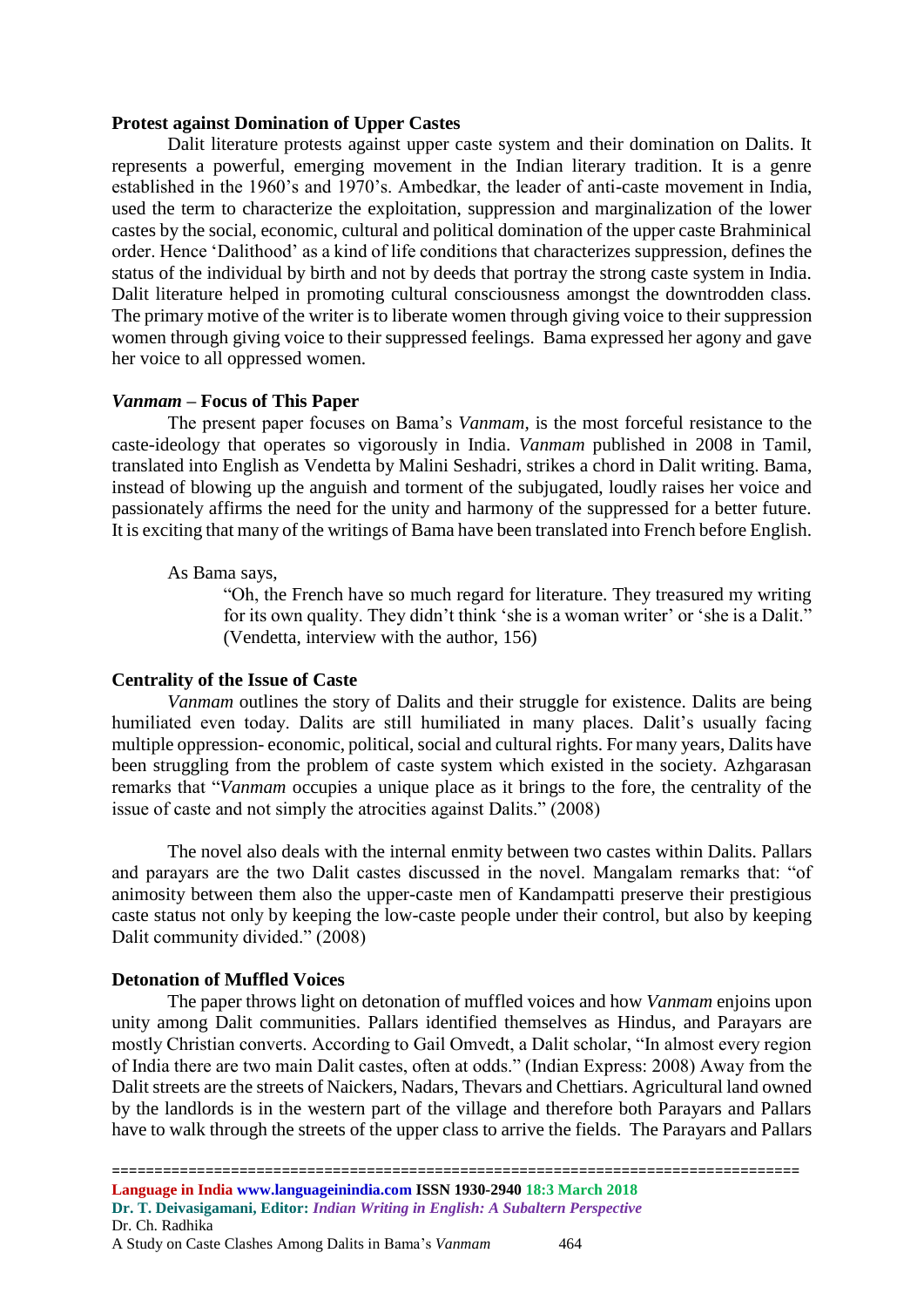**Protest against Domination of Upper Castes**

Dalit literature protests against upper caste system and their domination on Dalits. It represents a powerful, emerging movement in the Indian literary tradition. It is a genre established in the 1960's and 1970's. Ambedkar, the leader of anti-caste movement in India, used the term to characterize the exploitation, suppression and marginalization of the lower castes by the social, economic, cultural and political domination of the upper caste Brahminical order. Hence 'Dalithood' as a kind of life conditions that characterizes suppression, defines the status of the individual by birth and not by deeds that portray the strong caste system in India. Dalit literature helped in promoting cultural consciousness amongst the downtrodden class. The primary motive of the writer is to liberate women through giving voice to their suppression women through giving voice to their suppressed feelings. Bama expressed her agony and gave her voice to all oppressed women.

***Vanmam* – Focus of This Paper**

The present paper focuses on Bama's *Vanmam*, is the most forceful resistance to the caste-ideology that operates so vigorously in India. *Vanmam* published in 2008 in Tamil, translated into English as Vendetta by Malini Seshadri, strikes a chord in Dalit writing. Bama, instead of blowing up the anguish and torment of the subjugated, loudly raises her voice and passionately affirms the need for the unity and harmony of the suppressed for a better future. It is exciting that many of the writings of Bama have been translated into French before English.

As Bama says,

> "Oh, the French have so much regard for literature. They treasured my writing for its own quality. They didn't think 'she is a woman writer' or 'she is a Dalit." (Vendetta, interview with the author, 156)

**Centrality of the Issue of Caste**

*Vanmam* outlines the story of Dalits and their struggle for existence. Dalits are being humiliated even today. Dalits are still humiliated in many places. Dalit's usually facing multiple oppression- economic, political, social and cultural rights. For many years, Dalits have been struggling from the problem of caste system which existed in the society. Azhgarasan remarks that "*Vanmam* occupies a unique place as it brings to the fore, the centrality of the issue of caste and not simply the atrocities against Dalits." (2008)

The novel also deals with the internal enmity between two castes within Dalits. Pallars and parayars are the two Dalit castes discussed in the novel. Mangalam remarks that: "of animosity between them also the upper-caste men of Kandampatti preserve their prestigious caste status not only by keeping the low-caste people under their control, but also by keeping Dalit community divided." (2008)

**Detonation of Muffled Voices**

The paper throws light on detonation of muffled voices and how *Vanmam* enjoins upon unity among Dalit communities. Pallars identified themselves as Hindus, and Parayars are mostly Christian converts. According to Gail Omvedt, a Dalit scholar, "In almost every region of India there are two main Dalit castes, often at odds." (Indian Express: 2008) Away from the Dalit streets are the streets of Naickers, Nadars, Thevars and Chettiars. Agricultural land owned by the landlords is in the western part of the village and therefore both Parayars and Pallars have to walk through the streets of the upper class to arrive the fields. The Parayars and Pallars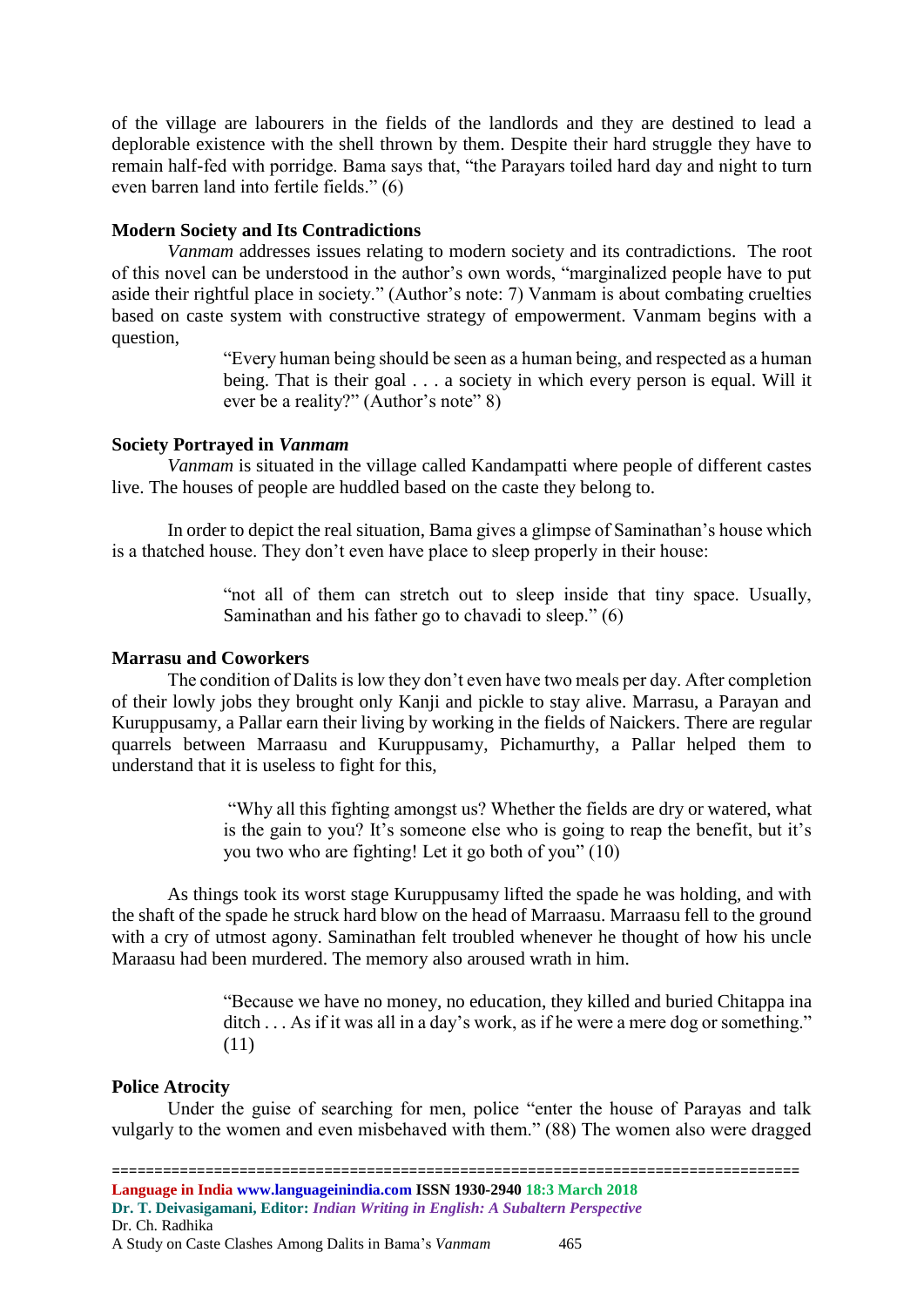of the village are labourers in the fields of the landlords and they are destined to lead a deplorable existence with the shell thrown by them. Despite their hard struggle they have to remain half-fed with porridge. Bama says that, "the Parayars toiled hard day and night to turn even barren land into fertile fields." (6)

### Modern Society and Its Contradictions

*Vanmam* addresses issues relating to modern society and its contradictions. The root of this novel can be understood in the author's own words, "marginalized people have to put aside their rightful place in society." (Author's note: 7) Vanmam is about combating cruelties based on caste system with constructive strategy of empowerment. Vanmam begins with a question,

> "Every human being should be seen as a human being, and respected as a human being. That is their goal . . . a society in which every person is equal. Will it ever be a reality?" (Author's note" 8)

### Society Portrayed in *Vanmam*

*Vanmam* is situated in the village called Kandampatti where people of different castes live. The houses of people are huddled based on the caste they belong to.

In order to depict the real situation, Bama gives a glimpse of Saminathan's house which is a thatched house. They don't even have place to sleep properly in their house:

> "not all of them can stretch out to sleep inside that tiny space. Usually, Saminathan and his father go to chavadi to sleep." (6)

### Marrasu and Coworkers

The condition of Dalits is low they don't even have two meals per day. After completion of their lowly jobs they brought only Kanji and pickle to stay alive. Marrasu, a Parayan and Kuruppusamy, a Pallar earn their living by working in the fields of Naickers. There are regular quarrels between Marraasu and Kuruppusamy, Pichamurthy, a Pallar helped them to understand that it is useless to fight for this,

> "Why all this fighting amongst us? Whether the fields are dry or watered, what is the gain to you? It's someone else who is going to reap the benefit, but it's you two who are fighting! Let it go both of you" (10)

As things took its worst stage Kuruppusamy lifted the spade he was holding, and with the shaft of the spade he struck hard blow on the head of Marraasu. Marraasu fell to the ground with a cry of utmost agony. Saminathan felt troubled whenever he thought of how his uncle Maraasu had been murdered. The memory also aroused wrath in him.

> "Because we have no money, no education, they killed and buried Chitappa ina ditch . . . As if it was all in a day's work, as if he were a mere dog or something." (11)

### Police Atrocity

Under the guise of searching for men, police "enter the house of Parayas and talk vulgarly to the women and even misbehaved with them." (88) The women also were dragged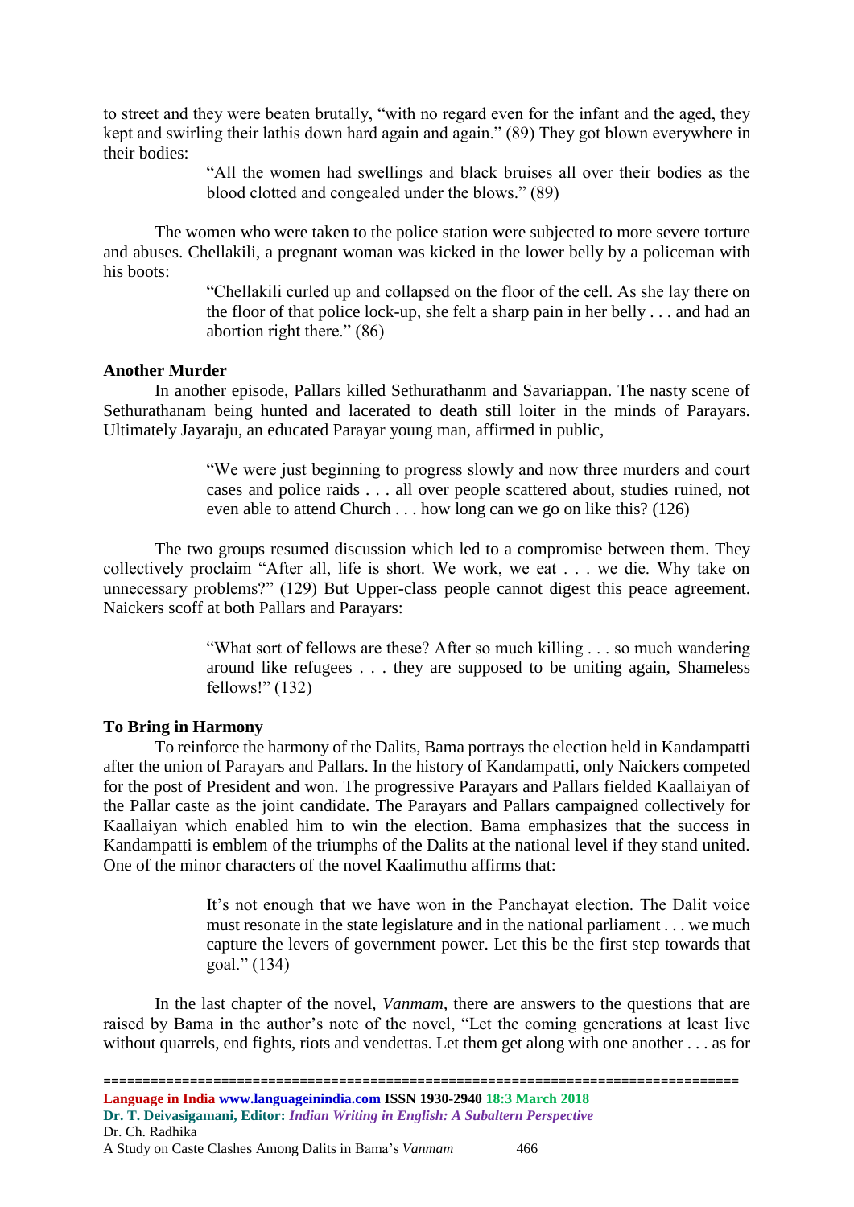to street and they were beaten brutally, "with no regard even for the infant and the aged, they kept and swirling their lathis down hard again and again." (89) They got blown everywhere in their bodies:

> "All the women had swellings and black bruises all over their bodies as the blood clotted and congealed under the blows." (89)

The women who were taken to the police station were subjected to more severe torture and abuses. Chellakili, a pregnant woman was kicked in the lower belly by a policeman with his boots:

> "Chellakili curled up and collapsed on the floor of the cell. As she lay there on the floor of that police lock-up, she felt a sharp pain in her belly . . . and had an abortion right there." (86)

**Another Murder**

In another episode, Pallars killed Sethurathanm and Savariappan. The nasty scene of Sethurathanam being hunted and lacerated to death still loiter in the minds of Parayars. Ultimately Jayaraju, an educated Parayar young man, affirmed in public,

> "We were just beginning to progress slowly and now three murders and court cases and police raids . . . all over people scattered about, studies ruined, not even able to attend Church . . . how long can we go on like this? (126)

The two groups resumed discussion which led to a compromise between them. They collectively proclaim "After all, life is short. We work, we eat . . . we die. Why take on unnecessary problems?" (129) But Upper-class people cannot digest this peace agreement. Naickers scoff at both Pallars and Parayars:

> "What sort of fellows are these? After so much killing . . . so much wandering around like refugees . . . they are supposed to be uniting again, Shameless fellows!" (132)

**To Bring in Harmony**

To reinforce the harmony of the Dalits, Bama portrays the election held in Kandampatti after the union of Parayars and Pallars. In the history of Kandampatti, only Naickers competed for the post of President and won. The progressive Parayars and Pallars fielded Kaallaiyan of the Pallar caste as the joint candidate. The Parayars and Pallars campaigned collectively for Kaallaiyan which enabled him to win the election. Bama emphasizes that the success in Kandampatti is emblem of the triumphs of the Dalits at the national level if they stand united. One of the minor characters of the novel Kaalimuthu affirms that:

> It's not enough that we have won in the Panchayat election. The Dalit voice must resonate in the state legislature and in the national parliament . . . we much capture the levers of government power. Let this be the first step towards that goal." (134)

In the last chapter of the novel, *Vanmam*, there are answers to the questions that are raised by Bama in the author's note of the novel, "Let the coming generations at least live without quarrels, end fights, riots and vendettas. Let them get along with one another . . . as for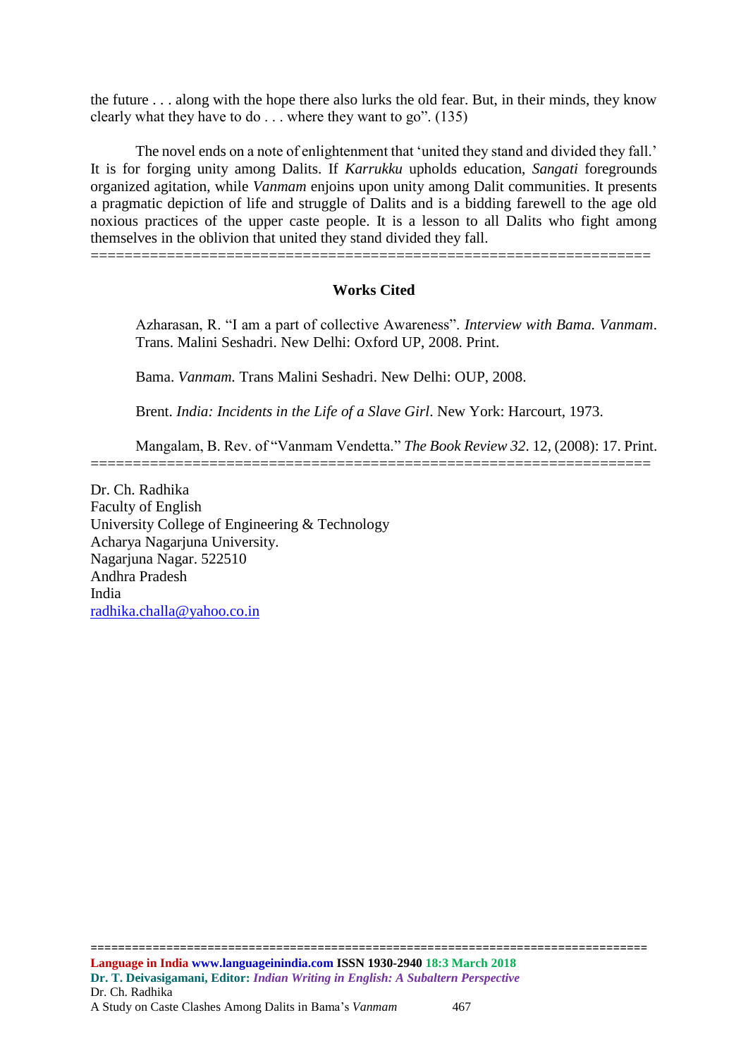the future . . . along with the hope there also lurks the old fear. But, in their minds, they know clearly what they have to do . . . where they want to go". (135)

The novel ends on a note of enlightenment that 'united they stand and divided they fall.' It is for forging unity among Dalits. If *Karrukku* upholds education, *Sangati* foregrounds organized agitation, while *Vanmam* enjoins upon unity among Dalit communities. It presents a pragmatic depiction of life and struggle of Dalits and is a bidding farewell to the age old noxious practices of the upper caste people. It is a lesson to all Dalits who fight among themselves in the oblivion that united they stand divided they fall.

=================================================================

## Works Cited

Azharasan, R. "I am a part of collective Awareness". *Interview with Bama. Vanmam*. Trans. Malini Seshadri. New Delhi: Oxford UP, 2008. Print.

Bama. *Vanmam.* Trans Malini Seshadri. New Delhi: OUP, 2008.

Brent. *India: Incidents in the Life of a Slave Girl*. New York: Harcourt, 1973.

Mangalam, B. Rev. of "Vanmam Vendetta." *The Book Review 32*. 12, (2008): 17. Print.

=================================================================

Dr. Ch. Radhika
Faculty of English
University College of Engineering & Technology
Acharya Nagarjuna University.
Nagarjuna Nagar. 522510
Andhra Pradesh
India
radhika.challa@yahoo.co.in